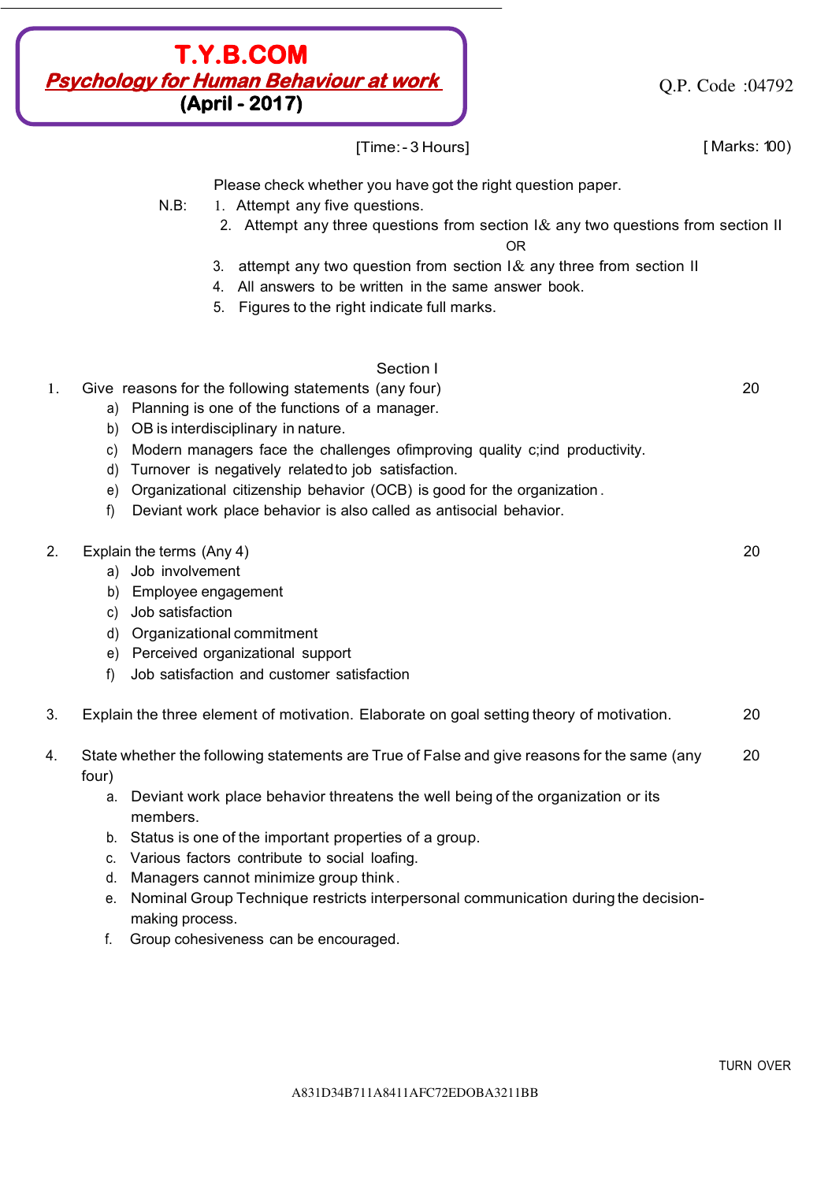# T.Y.B.COM

## *Psychology for Human Behaviour at work*

**(April - 2017)**

Q.P. Code :04792

[Time: - 3 Hours] [ Marks: 100)

Please check whether you have got the right question paper.

N.B:
1. Attempt any five questions.
2. Attempt any three questions from section I & any two questions from section II

OR

3. attempt any two question from section I & any three from section II
4. All answers to be written in the same answer book.
5. Figures to the right indicate full marks.

## Section I

1. Give reasons for the following statements (any four) **20**
   a) Planning is one of the functions of a manager.
   b) OB is interdisciplinary in nature.
   c) Modern managers face the challenges ofimproving quality c;ind productivity.
   d) Turnover is negatively relatedto job satisfaction.
   e) Organizational citizenship behavior (OCB) is good for the organization.
   f) Deviant work place behavior is also called as antisocial behavior.

2. Explain the terms (Any 4) **20**
   a) Job involvement
   b) Employee engagement
   c) Job satisfaction
   d) Organizational commitment
   e) Perceived organizational support
   f) Job satisfaction and customer satisfaction

3. Explain the three element of motivation. Elaborate on goal setting theory of motivation. **20**

4. State whether the following statements are True of False and give reasons for the same (any four) **20**
   a. Deviant work place behavior threatens the well being of the organization or its members.
   b. Status is one of the important properties of a group.
   c. Various factors contribute to social loafing.
   d. Managers cannot minimize group think.
   e. Nominal Group Technique restricts interpersonal communication during the decision-making process.
   f. Group cohesiveness can be encouraged.

TURN OVER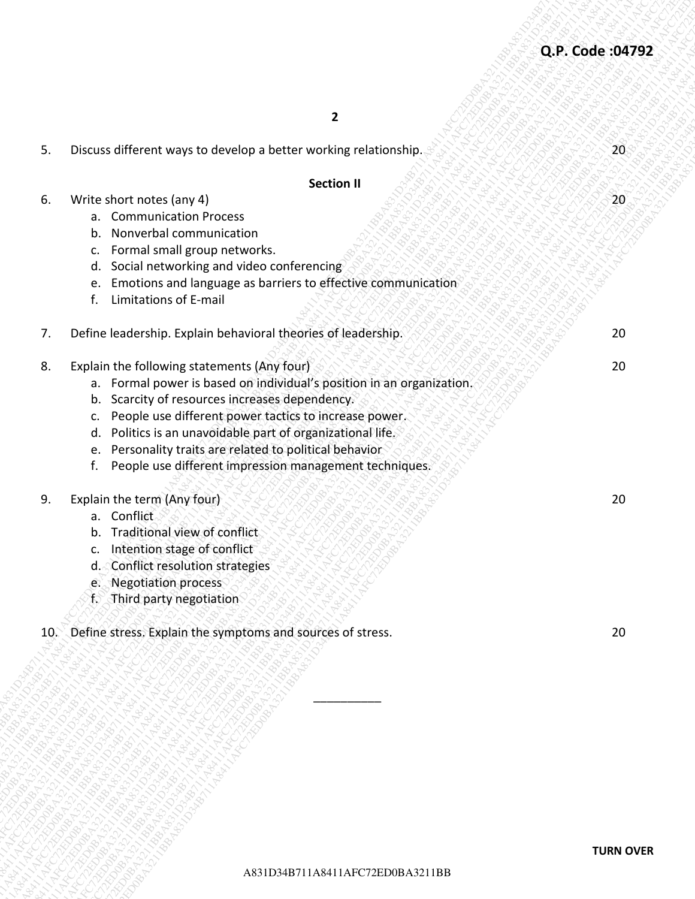5. Discuss different ways to develop a better working relationship. 20

**Section II**

6. Write short notes (any 4) 20
    a. Communication Process
    b. Nonverbal communication
    c. Formal small group networks.
    d. Social networking and video conferencing
    e. Emotions and language as barriers to effective communication
    f. Limitations of E-mail

7. Define leadership. Explain behavioral theories of leadership. 20

8. Explain the following statements (Any four) 20
    a. Formal power is based on individual's position in an organization.
    b. Scarcity of resources increases dependency.
    c. People use different power tactics to increase power.
    d. Politics is an unavoidable part of organizational life.
    e. Personality traits are related to political behavior
    f. People use different impression management techniques.

9. Explain the term (Any four) 20
    a. Conflict
    b. Traditional view of conflict
    c. Intention stage of conflict
    d. Conflict resolution strategies
    e. Negotiation process
    f. Third party negotiation

10. Define stress. Explain the symptoms and sources of stress. 20

__________

TURN OVER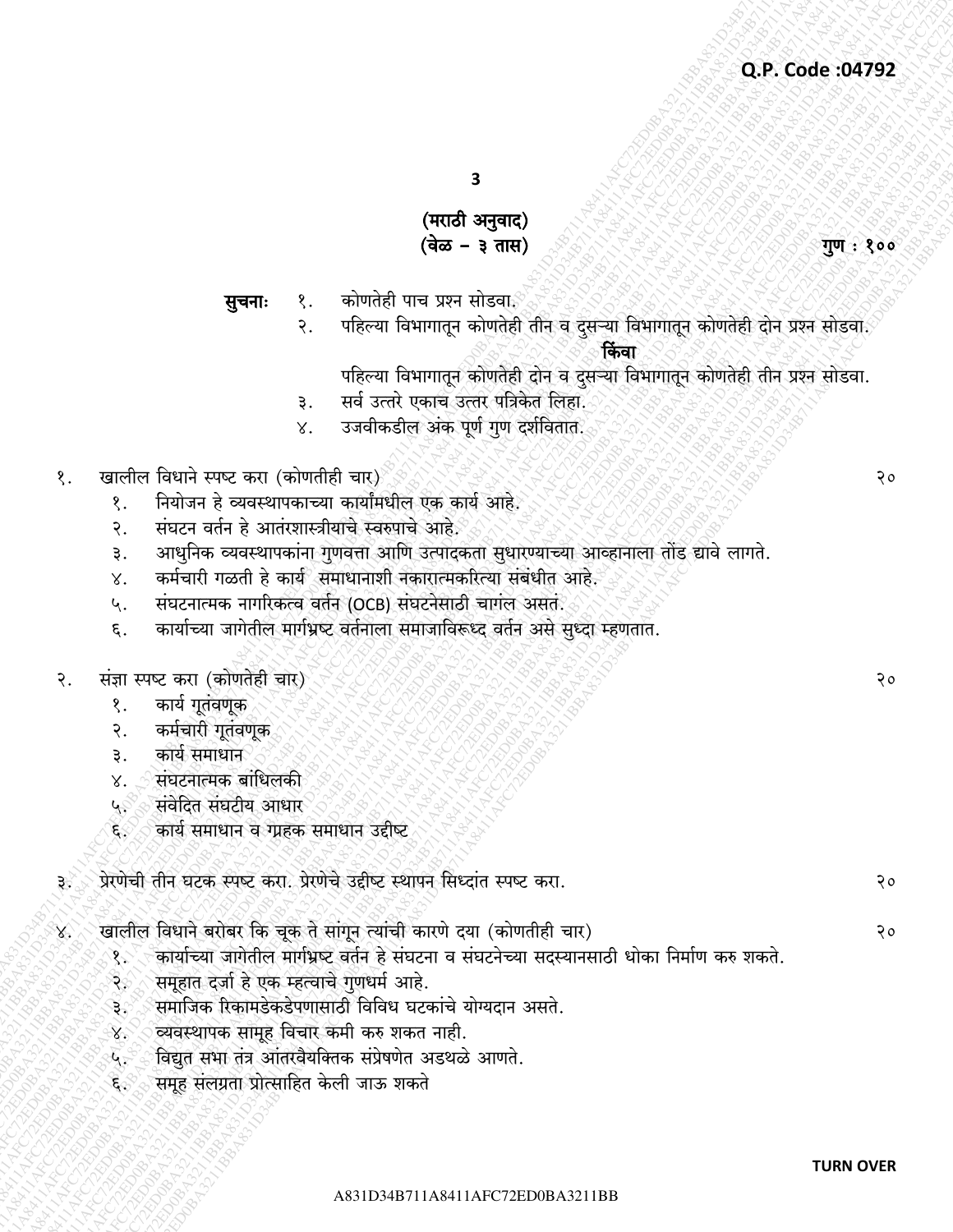**Q.P. Code :04792**

**(मराठी अनुवाद)**

**(वेळ – ३ तास)** **गुण : १००**

**सुचनाः**

१. कोणतेही पाच प्रश्न सोडवा.

२. पहिल्या विभागातून कोणतेही तीन व दुसऱ्या विभागातून कोणतेही दोन प्रश्न सोडवा.

**किंवा**

पहिल्या विभागातून कोणतेही दोन व दुसऱ्या विभागातून कोणतेही तीन प्रश्न सोडवा.

३. सर्व उत्तरे एकाच उत्तर पत्रिकेत लिहा.

४. उजवीकडील अंक पूर्ण गुण दर्शवितात.

१. खालील विधाने स्पष्ट करा (कोणतीही चार) — २०

१. नियोजन हे व्यवस्थापकाच्या कार्यांमधील एक कार्य आहे.
२. संघटन वर्तन हे आतंरशास्त्रीयाचे स्वरुपाचे आहे.
३. आधुनिक व्यवस्थापकांना गुणवत्ता आणि उत्पादकता सुधारण्याच्या आव्हानाला तोंड द्यावे लागते.
४. कर्मचारी गळती हे कार्य समाधानाशी नकारात्मकरित्या संबंधीत आहे.
५. संघटनात्मक नागरिकत्व वर्तन (OCB) संघटनेसाठी चागंल असतं.
६. कार्याच्या जागेतील मार्गभ्रष्ट वर्तनाला समाजाविरूध्द वर्तन असे सुध्दा म्हणतात.

२. संज्ञा स्पष्ट करा (कोणतेही चार) — २०

१. कार्य गूतंवणूक
२. कर्मचारी गूतंवणूक
३. कार्य समाधान
४. संघटनात्मक बांधिलकी
५. संवेदित संघटीय आधार
६. कार्य समाधान व ग्रहक समाधान उद्दीष्ट

३. प्रेरणेची तीन घटक स्पष्ट करा. प्रेरणेचे उद्दीष्ट स्थापन सिध्दांत स्पष्ट करा. — २०

४. खालील विधाने बरोबर कि चूक ते सांगून त्यांची कारणे दया (कोणतीही चार) — २०

१. कार्याच्या जागेतील मार्गभ्रष्ट वर्तन हे संघटना व संघटनेच्या सदस्यानसाठी धोका निर्माण करु शकते.
२. समूहात दर्जा हे एक म्हत्वाचे गुणधर्म आहे.
३. समाजिक रिकामडेकडेपणासाठी विविध घटकांचे योग्यदान असते.
४. व्यवस्थापक सामूह विचार कमी करु शकत नाही.
५. विद्युत सभा तंत्र आंतरवैयक्तिक संप्रेषणेत अडथळे आणते.
६. समूह संलग्रता प्रोत्साहित केली जाऊ शकते

**TURN OVER**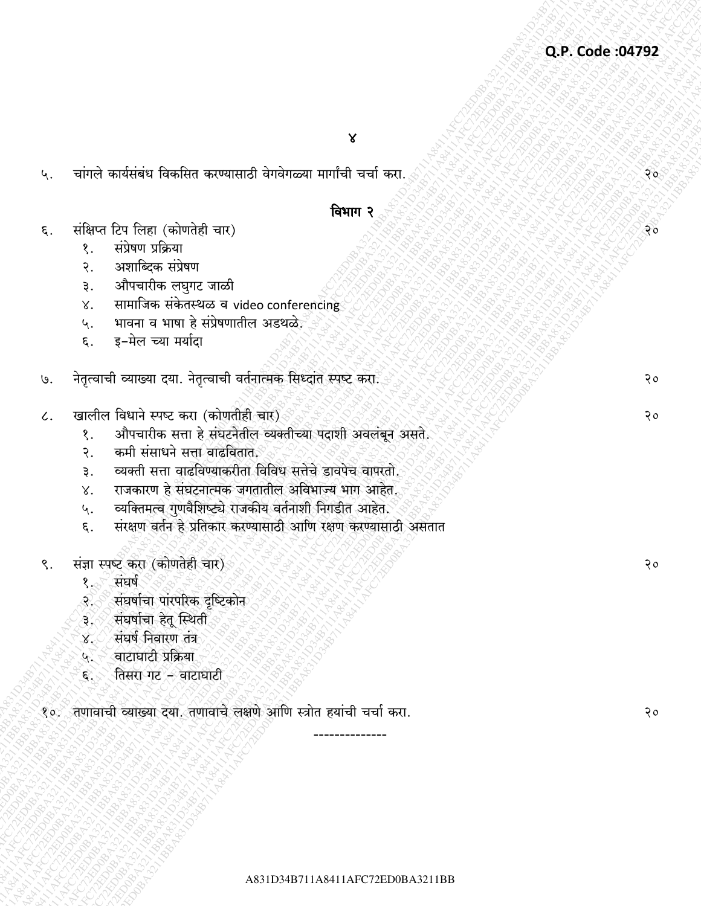५. चांगले कार्यसंबंध विकसित करण्यासाठी वेगवेगळ्या मार्गांची चर्चा करा. २०

## विभाग २

६. संक्षिप्त टिप लिहा (कोणतेही चार) २०

१. संप्रेषण प्रक्रिया
२. अशाब्दिक संप्रेषण
३. औपचारीक लघुगट जाळी
४. सामाजिक संकेतस्थळ व video conferencing
५. भावना व भाषा हे संप्रेषणातील अडथळे.
६. इ-मेल च्या मर्यादा

७. नेतृत्वाची व्याख्या दया. नेतृत्वाची वर्तनात्मक सिध्दांत स्पष्ट करा. २०

८. खालील विधाने स्पष्ट करा (कोणतीही चार) २०

१. औपचारीक सत्ता हे संघटनेतील व्यक्तीच्या पदाशी अवलंबून असते.
२. कमी संसाधने सत्ता वाढवितात.
३. व्यक्ती सत्ता वाढविण्याकरीता विविध सत्तेचे डावपेच वापरतो.
४. राजकारण हे संघटनात्मक जगतातील अविभाज्य भाग आहेत.
५. व्यक्तिमत्व गुणवैशिष्ट्ये राजकीय वर्तनाशी निगडीत आहेत.
६. संरक्षण वर्तन हे प्रतिकार करण्यासाठी आणि रक्षण करण्यासाठी असतात

९. संज्ञा स्पष्ट करा (कोणतेही चार) २०

१. संघर्ष
२. संघर्षाचा पारंपरिक दृष्टिकोन
३. संघर्षाचा हेतू स्थिती
४. संघर्ष निवारण तंत्र
५. वाटाघाटी प्रक्रिया
६. तिसरा गट – वाटाघाटी

१०. तणावाची व्याख्या दया. तणावाचे लक्षणे आणि स्त्रोत हयांची चर्चा करा. २०

--------------